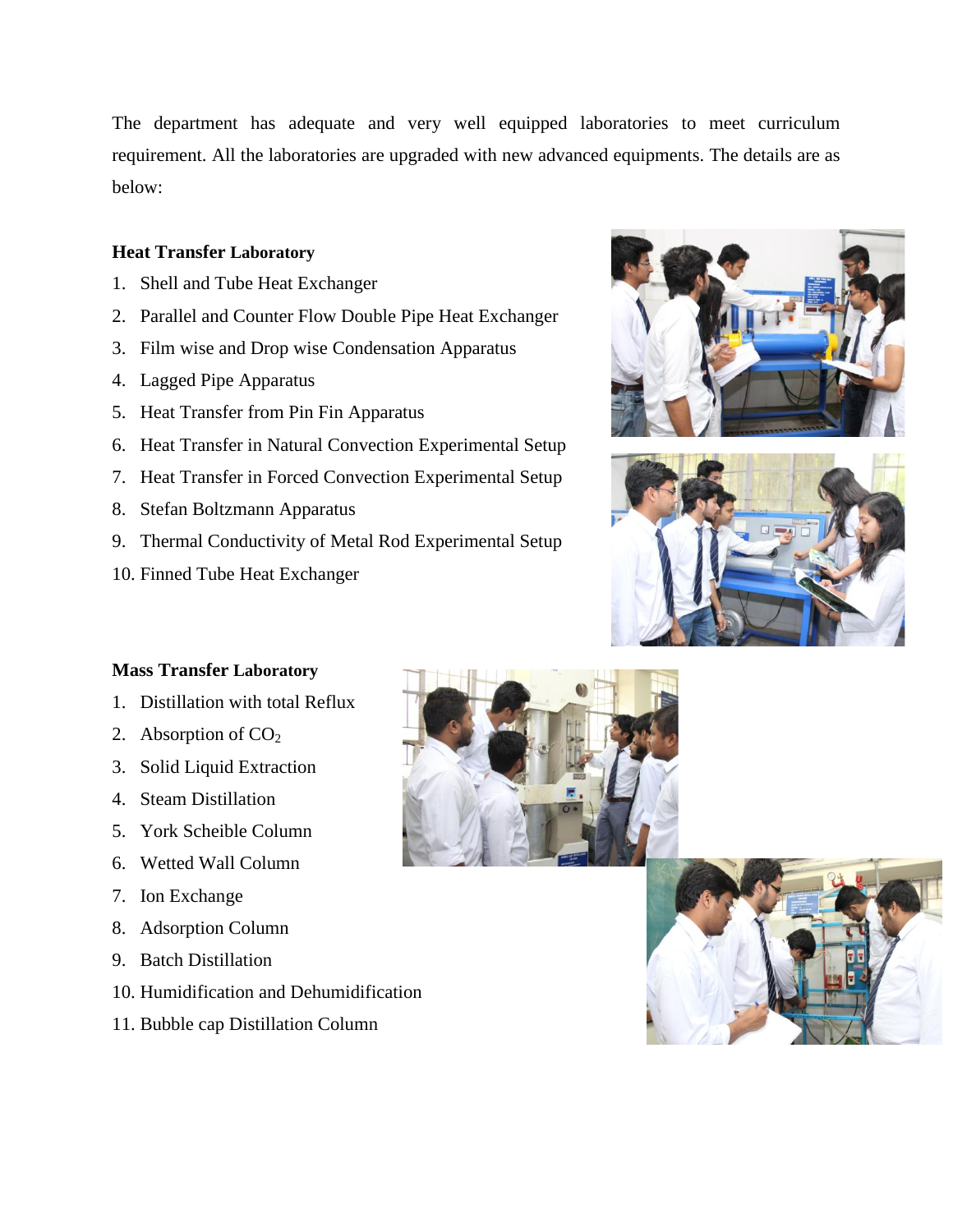The department has adequate and very well equipped laboratories to meet curriculum requirement. All the laboratories are upgraded with new advanced equipments. The details are as below:

**Heat Transfer Laboratory**

1. Shell and Tube Heat Exchanger
2. Parallel and Counter Flow Double Pipe Heat Exchanger
3. Film wise and Drop wise Condensation Apparatus
4. Lagged Pipe Apparatus
5. Heat Transfer from Pin Fin Apparatus
6. Heat Transfer in Natural Convection Experimental Setup
7. Heat Transfer in Forced Convection Experimental Setup
8. Stefan Boltzmann Apparatus
9. Thermal Conductivity of Metal Rod Experimental Setup
10. Finned Tube Heat Exchanger

**Mass Transfer Laboratory**

1. Distillation with total Reflux
2. Absorption of $CO_2$
3. Solid Liquid Extraction
4. Steam Distillation
5. York Scheible Column
6. Wetted Wall Column
7. Ion Exchange
8. Adsorption Column
9. Batch Distillation
10. Humidification and Dehumidification
11. Bubble cap Distillation Column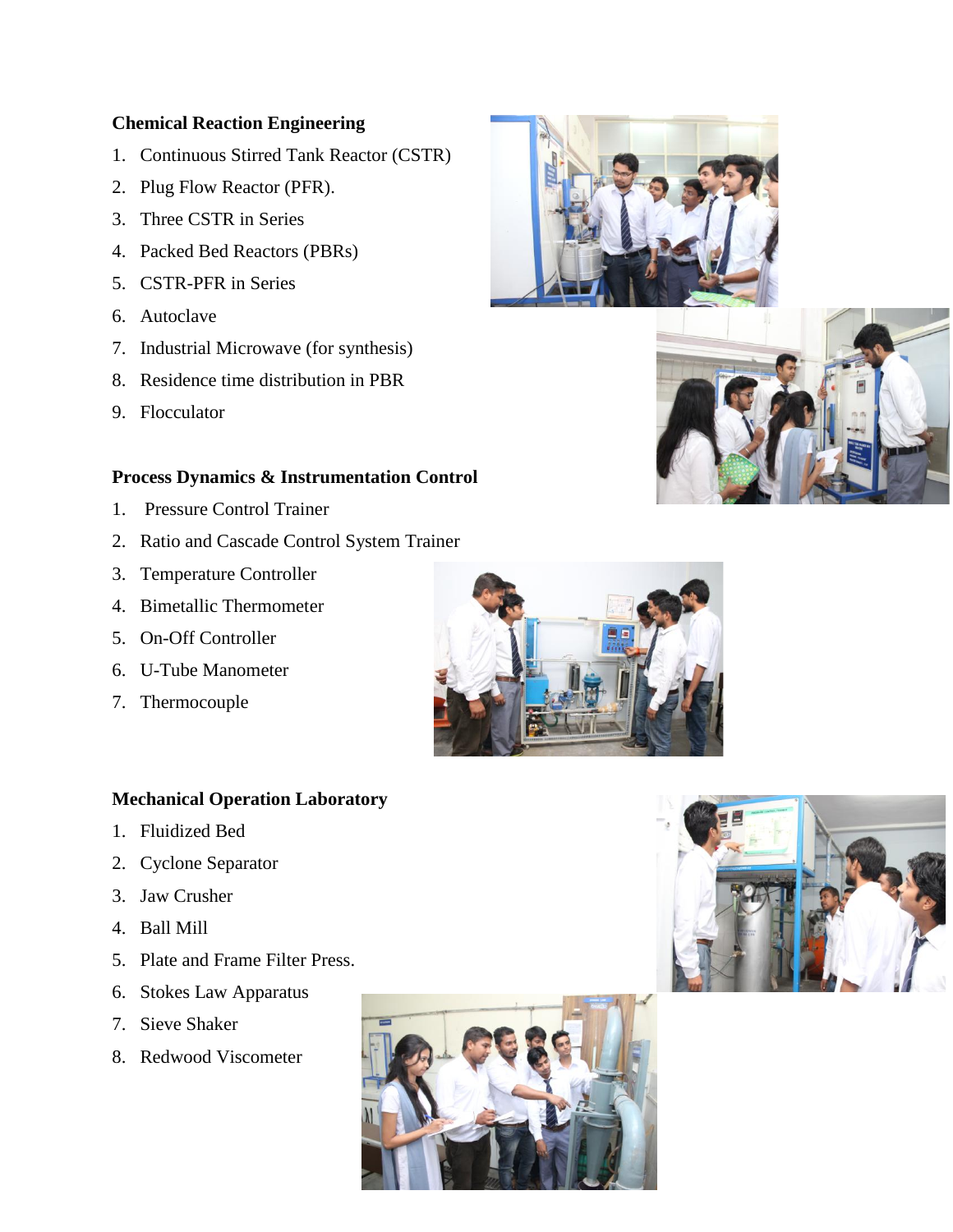**Chemical Reaction Engineering**

1. Continuous Stirred Tank Reactor (CSTR)
2. Plug Flow Reactor (PFR).
3. Three CSTR in Series
4. Packed Bed Reactors (PBRs)
5. CSTR-PFR in Series
6. Autoclave
7. Industrial Microwave (for synthesis)
8. Residence time distribution in PBR
9. Flocculator

**Process Dynamics & Instrumentation Control**

1. Pressure Control Trainer
2. Ratio and Cascade Control System Trainer
3. Temperature Controller
4. Bimetallic Thermometer
5. On-Off Controller
6. U-Tube Manometer
7. Thermocouple

**Mechanical Operation Laboratory**

1. Fluidized Bed
2. Cyclone Separator
3. Jaw Crusher
4. Ball Mill
5. Plate and Frame Filter Press.
6. Stokes Law Apparatus
7. Sieve Shaker
8. Redwood Viscometer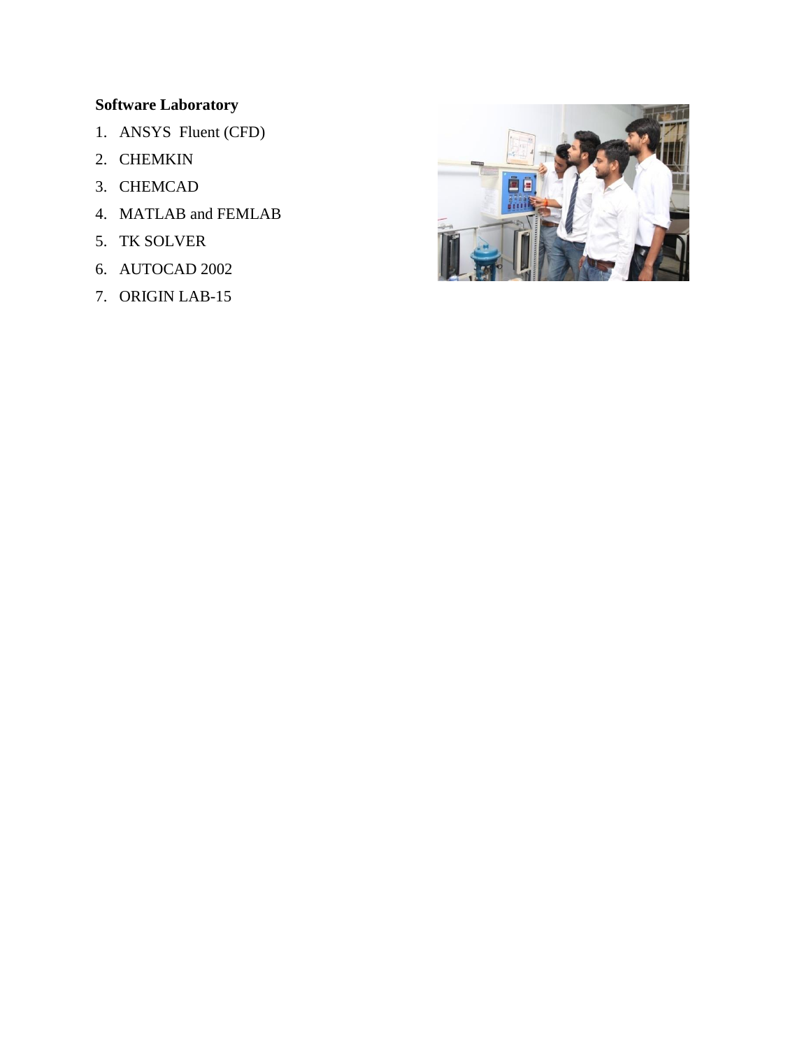**Software Laboratory**

1. ANSYS Fluent (CFD)
2. CHEMKIN
3. CHEMCAD
4. MATLAB and FEMLAB
5. TK SOLVER
6. AUTOCAD 2002
7. ORIGIN LAB-15